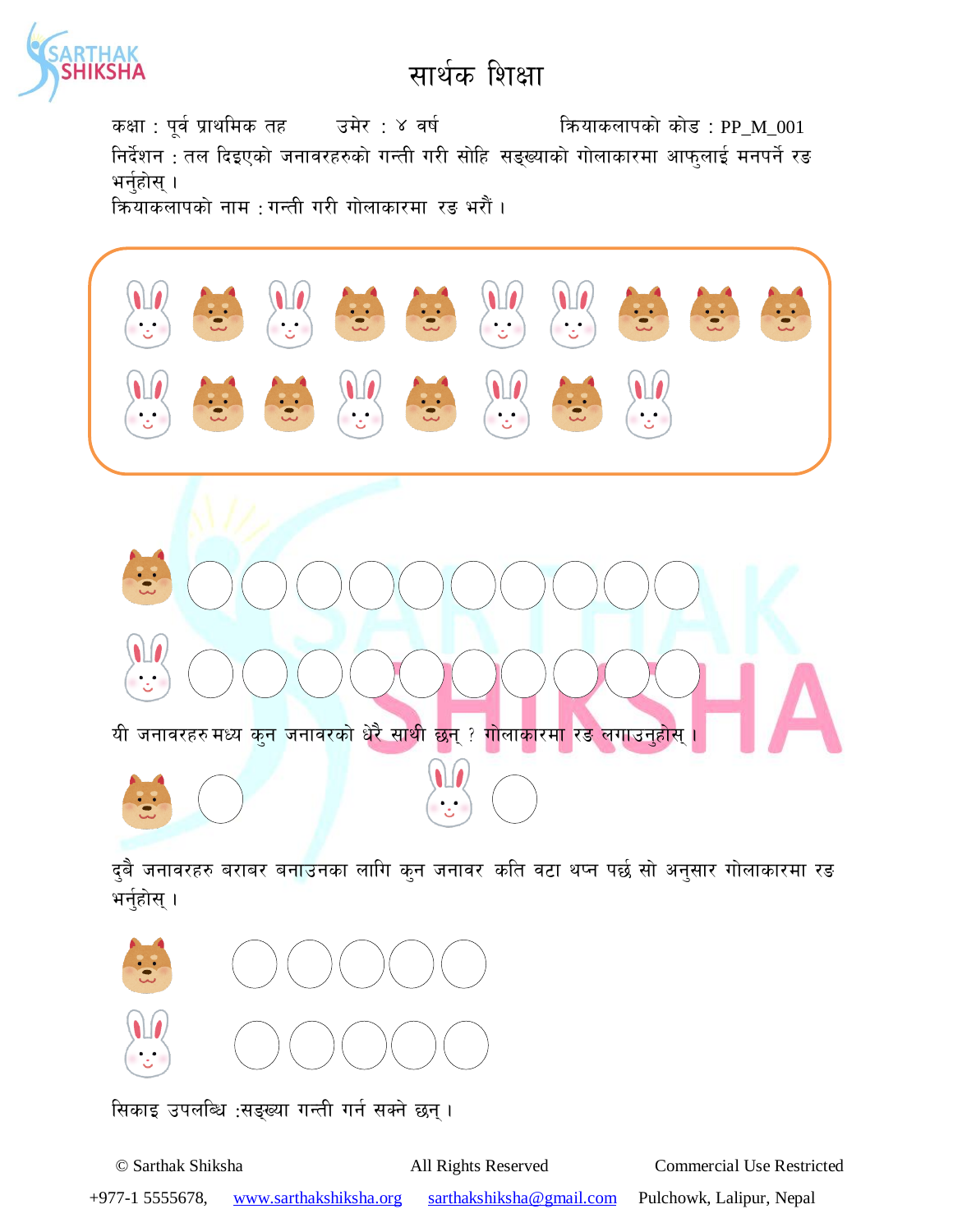# सार्थक शिक्षा

कक्षा : पूर्व प्राथमिक तह उमेर : ४ वर्ष क्रियाकलापको कोड : PP_M_001

निर्देशन : तल दिइएको जनावरहरुको गन्ती गरी सोहि सङ्ख्याको गोलाकारमा आफुलाई मनपर्ने रङ भर्नुहोस् ।

क्रियाकलापको नाम : गन्ती गरी गोलाकारमा रङ भरौं ।

यी जनावरहरु मध्य कुन जनावरको धेरै साथी छन् ? गोलाकारमा रङ लगाउनुहोस् ।

दुबै जनावरहरु बराबर बनाउनका लागि कुन जनावर कति वटा थप्न पर्छ सो अनुसार गोलाकारमा रङ भर्नुहोस् ।

सिकाइ उपलब्धि :सङ्ख्या गन्ती गर्न सक्ने छन् ।

© Sarthak Shiksha All Rights Reserved Commercial Use Restricted

+977-1 5555678, www.sarthakshiksha.org sarthakshiksha@gmail.com Pulchowk, Lalipur, Nepal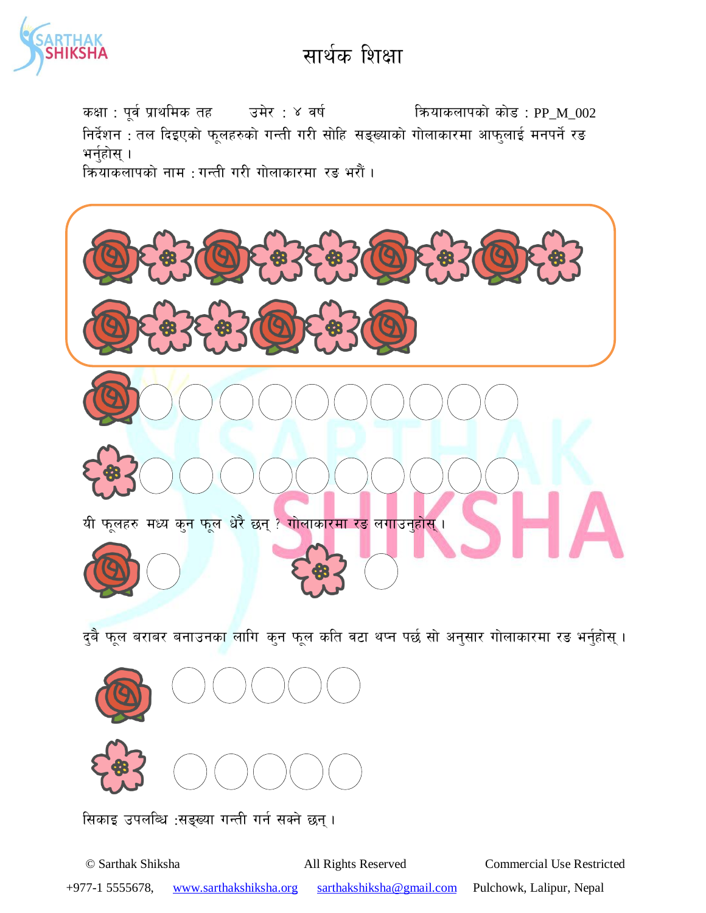# सार्थक शिक्षा

कक्षा : पूर्व प्राथमिक तह      उमेर : ४ वर्ष      क्रियाकलापको कोड : PP_M_002

निर्देशन : तल दिइएको फूलहरुको गन्ती गरी सोहि सङ्ख्याको गोलाकारमा आफुलाई मनपर्ने रङ भर्नुहोस् ।

क्रियाकलापको नाम : गन्ती गरी गोलाकारमा रङ भरौं ।

यी फूलहरु मध्य कुन फूल धेरै छन् ? गोलाकारमा रङ लगाउनुहोस् ।

दुबै फूल बराबर बनाउनका लागि कुन फूल कति वटा थप्न पर्छ सो अनुसार गोलाकारमा रङ भर्नुहोस् ।

सिकाइ उपलब्धि :सङ्ख्या गन्ती गर्न सक्ने छन् ।

© Sarthak Shiksha      All Rights Reserved      Commercial Use Restricted

+977-1 5555678,   www.sarthakshiksha.org   sarthakshiksha@gmail.com   Pulchowk, Lalipur, Nepal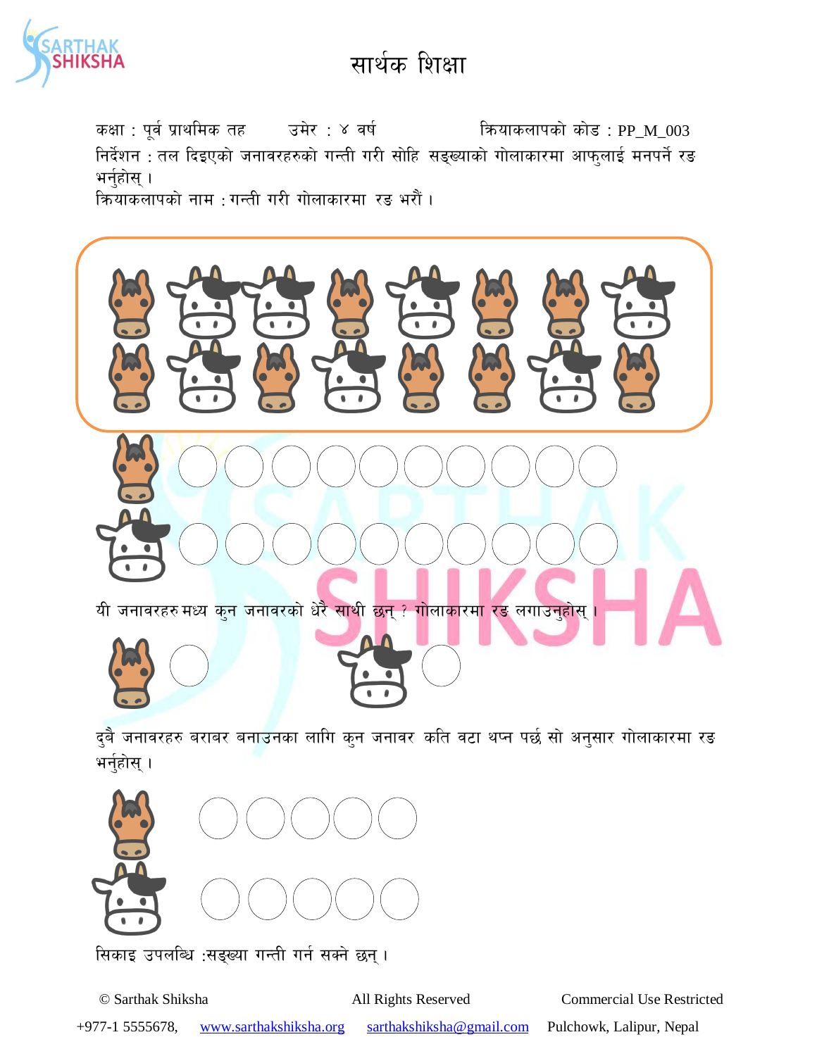# सार्थक शिक्षा

कक्षा : पूर्व प्राथमिक तह उमेर : ४ वर्ष क्रियाकलापको कोड : PP_M_003

निर्देशन : तल दिइएको जनावरहरुको गन्ती गरी सोहि सङ्ख्याको गोलाकारमा आफुलाई मनपर्ने रङ भर्नुहोस् ।

क्रियाकलापको नाम : गन्ती गरी गोलाकारमा रङ भरौं ।

यी जनावरहरु मध्य कुन जनावरको धेरै साथी छन् ? गोलाकारमा रङ लगाउनुहोस् ।

दुबै जनावरहरु बराबर बनाउनका लागि कुन जनावर कति वटा थप्न पर्छ सो अनुसार गोलाकारमा रङ भर्नुहोस् ।

सिकाइ उपलब्धि :सङ्ख्या गन्ती गर्न सक्ने छन् ।

© Sarthak Shiksha All Rights Reserved Commercial Use Restricted

+977-1 5555678, www.sarthakshiksha.org sarthakshiksha@gmail.com Pulchowk, Lalipur, Nepal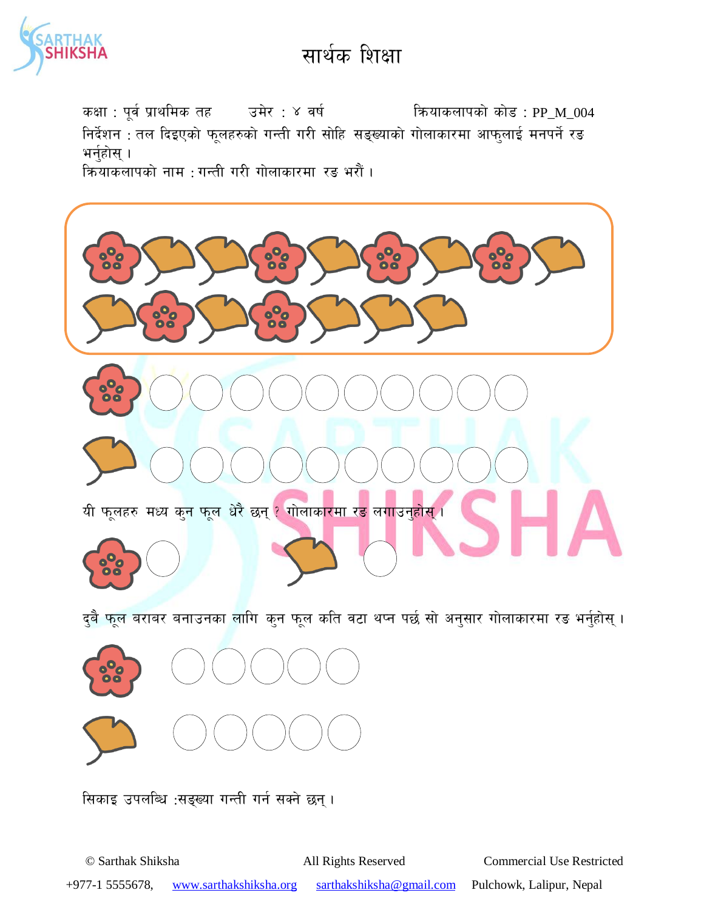# सार्थक शिक्षा

कक्षा : पूर्व प्राथमिक तह　　उमेर : ४ वर्ष　　　　क्रियाकलापको कोड : PP_M_004

निर्देशन : तल दिइएको फूलहरुको गन्ती गरी सोहि सङ्ख्याको गोलाकारमा आफुलाई मनपर्ने रङ भर्नुहोस् ।

क्रियाकलापको नाम : गन्ती गरी गोलाकारमा रङ भरौं ।

यी फूलहरु मध्य कुन फूल धेरै छन् ? गोलाकारमा रङ लगाउनुहोस् ।

दुबै फूल बराबर बनाउनका लागि कुन फूल कति वटा थप्न पर्छ सो अनुसार गोलाकारमा रङ भर्नुहोस् ।

सिकाइ उपलब्धि :सङ्ख्या गन्ती गर्न सक्ने छन् ।

© Sarthak Shiksha　　All Rights Reserved　　Commercial Use Restricted

+977-1 5555678,　www.sarthakshiksha.org　sarthakshiksha@gmail.com　Pulchowk, Lalipur, Nepal